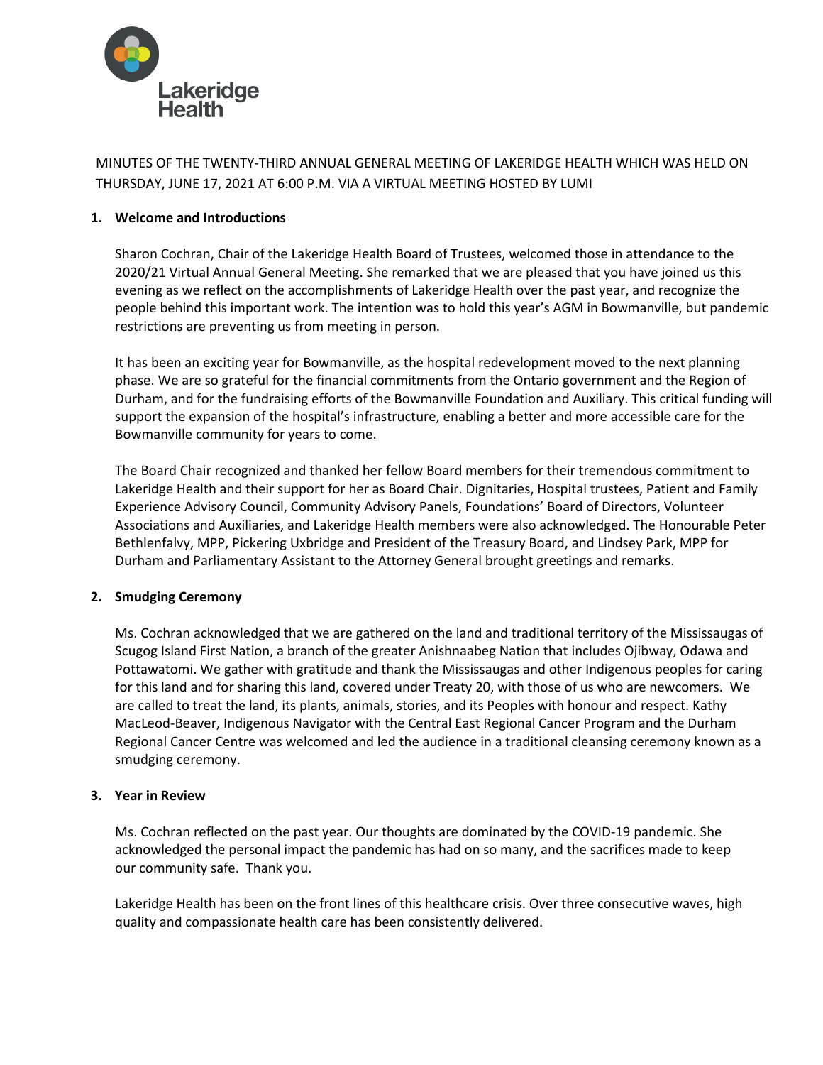Lakeridge Health

MINUTES OF THE TWENTY-THIRD ANNUAL GENERAL MEETING OF LAKERIDGE HEALTH WHICH WAS HELD ON THURSDAY, JUNE 17, 2021 AT 6:00 P.M. VIA A VIRTUAL MEETING HOSTED BY LUMI

## 1. Welcome and Introductions

Sharon Cochran, Chair of the Lakeridge Health Board of Trustees, welcomed those in attendance to the 2020/21 Virtual Annual General Meeting. She remarked that we are pleased that you have joined us this evening as we reflect on the accomplishments of Lakeridge Health over the past year, and recognize the people behind this important work. The intention was to hold this year's AGM in Bowmanville, but pandemic restrictions are preventing us from meeting in person.

It has been an exciting year for Bowmanville, as the hospital redevelopment moved to the next planning phase. We are so grateful for the financial commitments from the Ontario government and the Region of Durham, and for the fundraising efforts of the Bowmanville Foundation and Auxiliary. This critical funding will support the expansion of the hospital's infrastructure, enabling a better and more accessible care for the Bowmanville community for years to come.

The Board Chair recognized and thanked her fellow Board members for their tremendous commitment to Lakeridge Health and their support for her as Board Chair. Dignitaries, Hospital trustees, Patient and Family Experience Advisory Council, Community Advisory Panels, Foundations' Board of Directors, Volunteer Associations and Auxiliaries, and Lakeridge Health members were also acknowledged. The Honourable Peter Bethlenfalvy, MPP, Pickering Uxbridge and President of the Treasury Board, and Lindsey Park, MPP for Durham and Parliamentary Assistant to the Attorney General brought greetings and remarks.

## 2. Smudging Ceremony

Ms. Cochran acknowledged that we are gathered on the land and traditional territory of the Mississaugas of Scugog Island First Nation, a branch of the greater Anishnaabeg Nation that includes Ojibway, Odawa and Pottawatomi. We gather with gratitude and thank the Mississaugas and other Indigenous peoples for caring for this land and for sharing this land, covered under Treaty 20, with those of us who are newcomers. We are called to treat the land, its plants, animals, stories, and its Peoples with honour and respect. Kathy MacLeod-Beaver, Indigenous Navigator with the Central East Regional Cancer Program and the Durham Regional Cancer Centre was welcomed and led the audience in a traditional cleansing ceremony known as a smudging ceremony.

## 3. Year in Review

Ms. Cochran reflected on the past year. Our thoughts are dominated by the COVID-19 pandemic. She acknowledged the personal impact the pandemic has had on so many, and the sacrifices made to keep our community safe. Thank you.

Lakeridge Health has been on the front lines of this healthcare crisis. Over three consecutive waves, high quality and compassionate health care has been consistently delivered.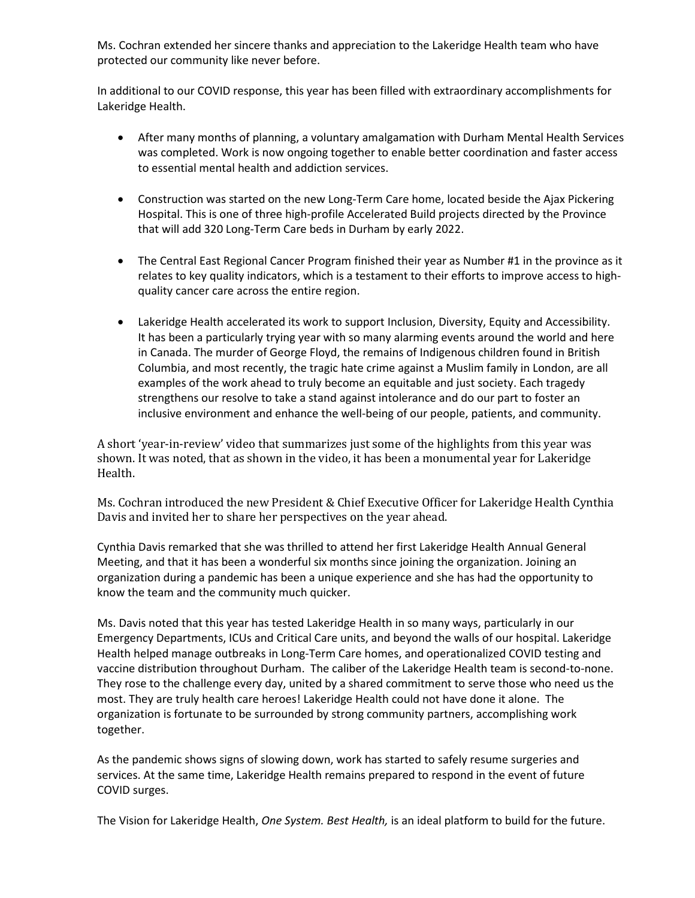Ms. Cochran extended her sincere thanks and appreciation to the Lakeridge Health team who have protected our community like never before.

In additional to our COVID response, this year has been filled with extraordinary accomplishments for Lakeridge Health.

- After many months of planning, a voluntary amalgamation with Durham Mental Health Services was completed. Work is now ongoing together to enable better coordination and faster access to essential mental health and addiction services.

- Construction was started on the new Long-Term Care home, located beside the Ajax Pickering Hospital. This is one of three high-profile Accelerated Build projects directed by the Province that will add 320 Long-Term Care beds in Durham by early 2022.

- The Central East Regional Cancer Program finished their year as Number #1 in the province as it relates to key quality indicators, which is a testament to their efforts to improve access to high-quality cancer care across the entire region.

- Lakeridge Health accelerated its work to support Inclusion, Diversity, Equity and Accessibility. It has been a particularly trying year with so many alarming events around the world and here in Canada. The murder of George Floyd, the remains of Indigenous children found in British Columbia, and most recently, the tragic hate crime against a Muslim family in London, are all examples of the work ahead to truly become an equitable and just society. Each tragedy strengthens our resolve to take a stand against intolerance and do our part to foster an inclusive environment and enhance the well-being of our people, patients, and community.

A short 'year-in-review' video that summarizes just some of the highlights from this year was shown. It was noted, that as shown in the video, it has been a monumental year for Lakeridge Health.

Ms. Cochran introduced the new President & Chief Executive Officer for Lakeridge Health Cynthia Davis and invited her to share her perspectives on the year ahead.

Cynthia Davis remarked that she was thrilled to attend her first Lakeridge Health Annual General Meeting, and that it has been a wonderful six months since joining the organization. Joining an organization during a pandemic has been a unique experience and she has had the opportunity to know the team and the community much quicker.

Ms. Davis noted that this year has tested Lakeridge Health in so many ways, particularly in our Emergency Departments, ICUs and Critical Care units, and beyond the walls of our hospital. Lakeridge Health helped manage outbreaks in Long-Term Care homes, and operationalized COVID testing and vaccine distribution throughout Durham. The caliber of the Lakeridge Health team is second-to-none. They rose to the challenge every day, united by a shared commitment to serve those who need us the most. They are truly health care heroes! Lakeridge Health could not have done it alone. The organization is fortunate to be surrounded by strong community partners, accomplishing work together.

As the pandemic shows signs of slowing down, work has started to safely resume surgeries and services. At the same time, Lakeridge Health remains prepared to respond in the event of future COVID surges.

The Vision for Lakeridge Health, *One System. Best Health,* is an ideal platform to build for the future.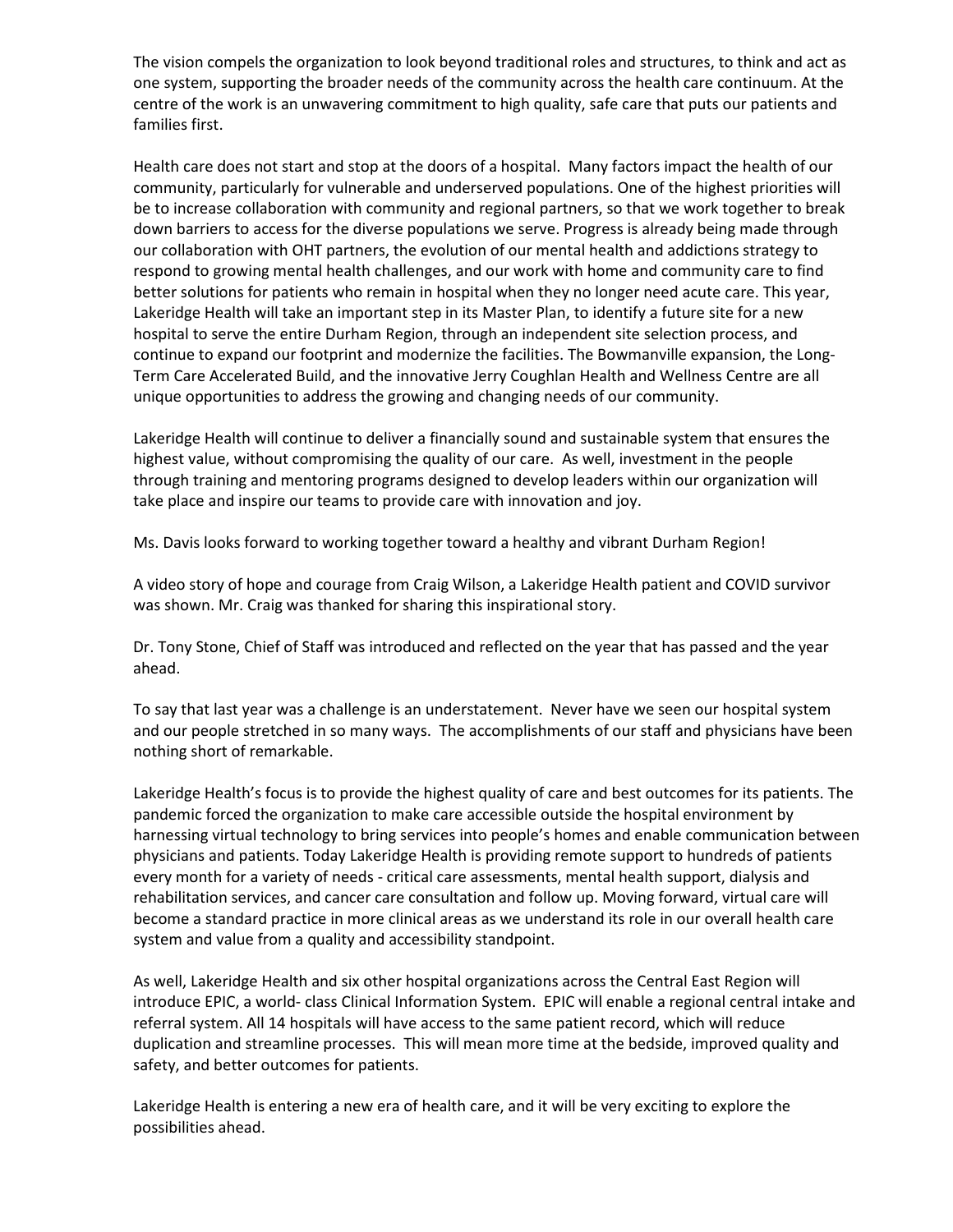The vision compels the organization to look beyond traditional roles and structures, to think and act as one system, supporting the broader needs of the community across the health care continuum. At the centre of the work is an unwavering commitment to high quality, safe care that puts our patients and families first.

Health care does not start and stop at the doors of a hospital. Many factors impact the health of our community, particularly for vulnerable and underserved populations. One of the highest priorities will be to increase collaboration with community and regional partners, so that we work together to break down barriers to access for the diverse populations we serve. Progress is already being made through our collaboration with OHT partners, the evolution of our mental health and addictions strategy to respond to growing mental health challenges, and our work with home and community care to find better solutions for patients who remain in hospital when they no longer need acute care. This year, Lakeridge Health will take an important step in its Master Plan, to identify a future site for a new hospital to serve the entire Durham Region, through an independent site selection process, and continue to expand our footprint and modernize the facilities. The Bowmanville expansion, the Long-Term Care Accelerated Build, and the innovative Jerry Coughlan Health and Wellness Centre are all unique opportunities to address the growing and changing needs of our community.

Lakeridge Health will continue to deliver a financially sound and sustainable system that ensures the highest value, without compromising the quality of our care. As well, investment in the people through training and mentoring programs designed to develop leaders within our organization will take place and inspire our teams to provide care with innovation and joy.

Ms. Davis looks forward to working together toward a healthy and vibrant Durham Region!

A video story of hope and courage from Craig Wilson, a Lakeridge Health patient and COVID survivor was shown. Mr. Craig was thanked for sharing this inspirational story.

Dr. Tony Stone, Chief of Staff was introduced and reflected on the year that has passed and the year ahead.

To say that last year was a challenge is an understatement. Never have we seen our hospital system and our people stretched in so many ways. The accomplishments of our staff and physicians have been nothing short of remarkable.

Lakeridge Health's focus is to provide the highest quality of care and best outcomes for its patients. The pandemic forced the organization to make care accessible outside the hospital environment by harnessing virtual technology to bring services into people's homes and enable communication between physicians and patients. Today Lakeridge Health is providing remote support to hundreds of patients every month for a variety of needs - critical care assessments, mental health support, dialysis and rehabilitation services, and cancer care consultation and follow up. Moving forward, virtual care will become a standard practice in more clinical areas as we understand its role in our overall health care system and value from a quality and accessibility standpoint.

As well, Lakeridge Health and six other hospital organizations across the Central East Region will introduce EPIC, a world- class Clinical Information System. EPIC will enable a regional central intake and referral system. All 14 hospitals will have access to the same patient record, which will reduce duplication and streamline processes. This will mean more time at the bedside, improved quality and safety, and better outcomes for patients.

Lakeridge Health is entering a new era of health care, and it will be very exciting to explore the possibilities ahead.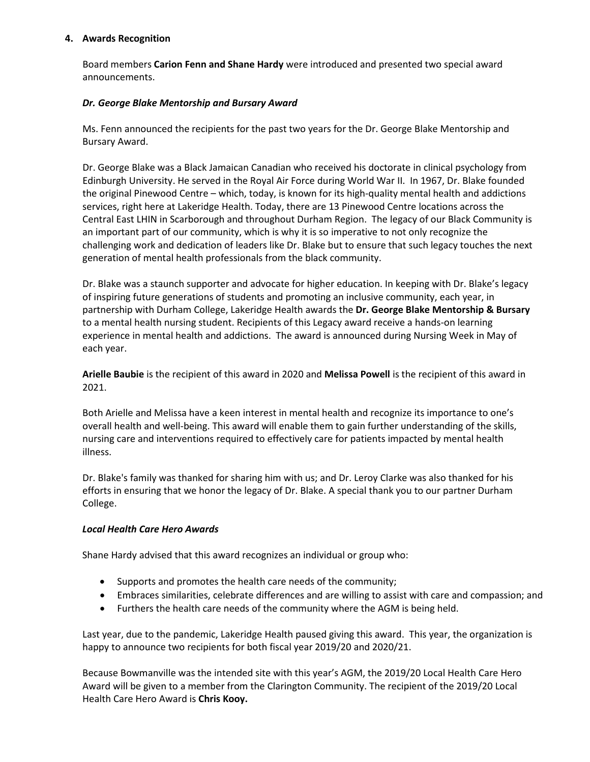**4. Awards Recognition**

Board members **Carion Fenn and Shane Hardy** were introduced and presented two special award announcements.

***Dr. George Blake Mentorship and Bursary Award***

Ms. Fenn announced the recipients for the past two years for the Dr. George Blake Mentorship and Bursary Award.

Dr. George Blake was a Black Jamaican Canadian who received his doctorate in clinical psychology from Edinburgh University. He served in the Royal Air Force during World War II. In 1967, Dr. Blake founded the original Pinewood Centre – which, today, is known for its high-quality mental health and addictions services, right here at Lakeridge Health. Today, there are 13 Pinewood Centre locations across the Central East LHIN in Scarborough and throughout Durham Region. The legacy of our Black Community is an important part of our community, which is why it is so imperative to not only recognize the challenging work and dedication of leaders like Dr. Blake but to ensure that such legacy touches the next generation of mental health professionals from the black community.

Dr. Blake was a staunch supporter and advocate for higher education. In keeping with Dr. Blake's legacy of inspiring future generations of students and promoting an inclusive community, each year, in partnership with Durham College, Lakeridge Health awards the **Dr. George Blake Mentorship & Bursary** to a mental health nursing student. Recipients of this Legacy award receive a hands-on learning experience in mental health and addictions. The award is announced during Nursing Week in May of each year.

**Arielle Baubie** is the recipient of this award in 2020 and **Melissa Powell** is the recipient of this award in 2021.

Both Arielle and Melissa have a keen interest in mental health and recognize its importance to one's overall health and well-being. This award will enable them to gain further understanding of the skills, nursing care and interventions required to effectively care for patients impacted by mental health illness.

Dr. Blake's family was thanked for sharing him with us; and Dr. Leroy Clarke was also thanked for his efforts in ensuring that we honor the legacy of Dr. Blake. A special thank you to our partner Durham College.

***Local Health Care Hero Awards***

Shane Hardy advised that this award recognizes an individual or group who:

- Supports and promotes the health care needs of the community;
- Embraces similarities, celebrate differences and are willing to assist with care and compassion; and
- Furthers the health care needs of the community where the AGM is being held.

Last year, due to the pandemic, Lakeridge Health paused giving this award. This year, the organization is happy to announce two recipients for both fiscal year 2019/20 and 2020/21.

Because Bowmanville was the intended site with this year's AGM, the 2019/20 Local Health Care Hero Award will be given to a member from the Clarington Community. The recipient of the 2019/20 Local Health Care Hero Award is **Chris Kooy.**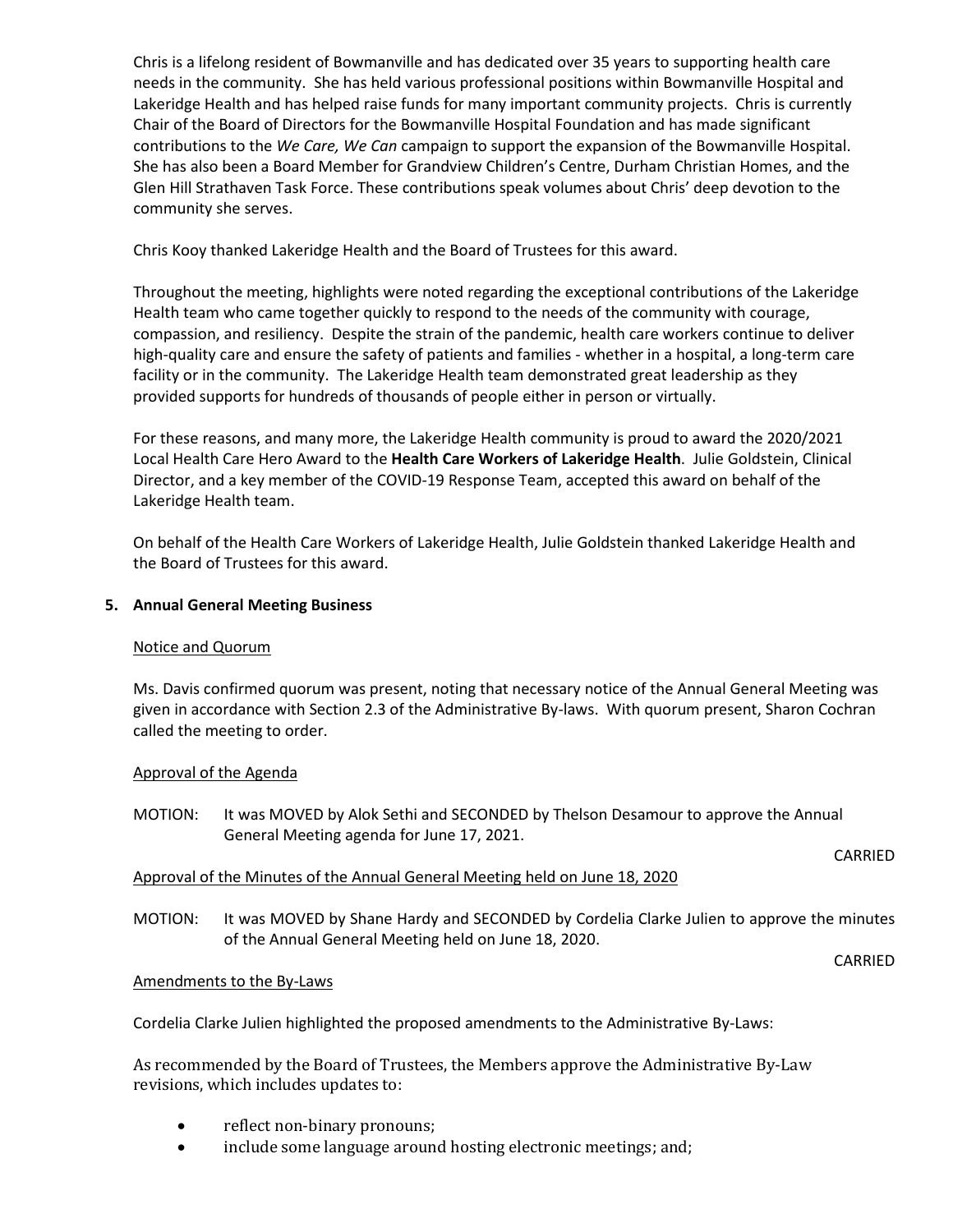Chris is a lifelong resident of Bowmanville and has dedicated over 35 years to supporting health care needs in the community. She has held various professional positions within Bowmanville Hospital and Lakeridge Health and has helped raise funds for many important community projects. Chris is currently Chair of the Board of Directors for the Bowmanville Hospital Foundation and has made significant contributions to the *We Care, We Can* campaign to support the expansion of the Bowmanville Hospital. She has also been a Board Member for Grandview Children's Centre, Durham Christian Homes, and the Glen Hill Strathaven Task Force. These contributions speak volumes about Chris' deep devotion to the community she serves.

Chris Kooy thanked Lakeridge Health and the Board of Trustees for this award.

Throughout the meeting, highlights were noted regarding the exceptional contributions of the Lakeridge Health team who came together quickly to respond to the needs of the community with courage, compassion, and resiliency. Despite the strain of the pandemic, health care workers continue to deliver high-quality care and ensure the safety of patients and families - whether in a hospital, a long-term care facility or in the community. The Lakeridge Health team demonstrated great leadership as they provided supports for hundreds of thousands of people either in person or virtually.

For these reasons, and many more, the Lakeridge Health community is proud to award the 2020/2021 Local Health Care Hero Award to the **Health Care Workers of Lakeridge Health**. Julie Goldstein, Clinical Director, and a key member of the COVID-19 Response Team, accepted this award on behalf of the Lakeridge Health team.

On behalf of the Health Care Workers of Lakeridge Health, Julie Goldstein thanked Lakeridge Health and the Board of Trustees for this award.

**5. Annual General Meeting Business**

Notice and Quorum

Ms. Davis confirmed quorum was present, noting that necessary notice of the Annual General Meeting was given in accordance with Section 2.3 of the Administrative By-laws. With quorum present, Sharon Cochran called the meeting to order.

Approval of the Agenda

MOTION: It was MOVED by Alok Sethi and SECONDED by Thelson Desamour to approve the Annual General Meeting agenda for June 17, 2021.

CARRIED

Approval of the Minutes of the Annual General Meeting held on June 18, 2020

MOTION: It was MOVED by Shane Hardy and SECONDED by Cordelia Clarke Julien to approve the minutes of the Annual General Meeting held on June 18, 2020.

CARRIED

Amendments to the By-Laws

Cordelia Clarke Julien highlighted the proposed amendments to the Administrative By-Laws:

As recommended by the Board of Trustees, the Members approve the Administrative By-Law revisions, which includes updates to:

- reflect non-binary pronouns;
- include some language around hosting electronic meetings; and;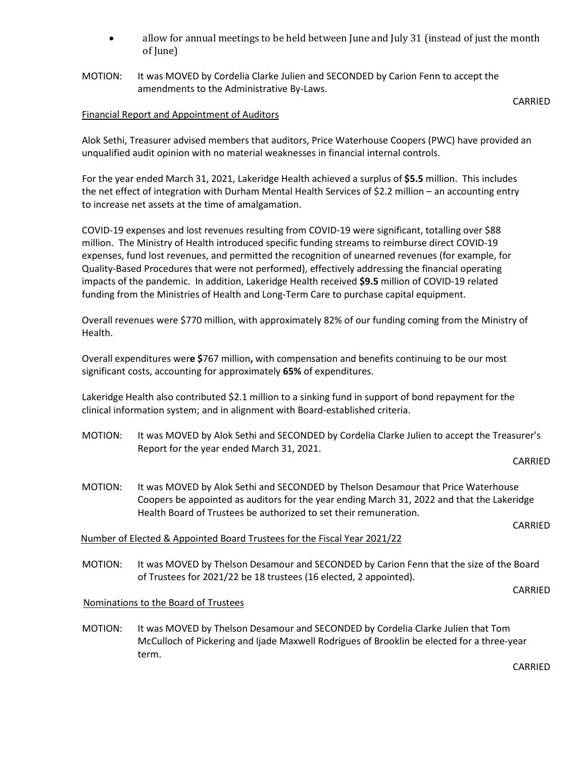- allow for annual meetings to be held between June and July 31 (instead of just the month of June)

MOTION: It was MOVED by Cordelia Clarke Julien and SECONDED by Carion Fenn to accept the amendments to the Administrative By-Laws.

CARRIED

Financial Report and Appointment of Auditors

Alok Sethi, Treasurer advised members that auditors, Price Waterhouse Coopers (PWC) have provided an unqualified audit opinion with no material weaknesses in financial internal controls.

For the year ended March 31, 2021, Lakeridge Health achieved a surplus of **$5.5** million. This includes the net effect of integration with Durham Mental Health Services of $2.2 million – an accounting entry to increase net assets at the time of amalgamation.

COVID-19 expenses and lost revenues resulting from COVID-19 were significant, totalling over $88 million. The Ministry of Health introduced specific funding streams to reimburse direct COVID-19 expenses, fund lost revenues, and permitted the recognition of unearned revenues (for example, for Quality-Based Procedures that were not performed), effectively addressing the financial operating impacts of the pandemic. In addition, Lakeridge Health received **$9.5** million of COVID-19 related funding from the Ministries of Health and Long-Term Care to purchase capital equipment.

Overall revenues were $770 million, with approximately 82% of our funding coming from the Ministry of Health.

Overall expenditures wer**e $**767 million**,** with compensation and benefits continuing to be our most significant costs, accounting for approximately **65%** of expenditures.

Lakeridge Health also contributed $2.1 million to a sinking fund in support of bond repayment for the clinical information system; and in alignment with Board-established criteria.

MOTION: It was MOVED by Alok Sethi and SECONDED by Cordelia Clarke Julien to accept the Treasurer's Report for the year ended March 31, 2021.

CARRIED

MOTION: It was MOVED by Alok Sethi and SECONDED by Thelson Desamour that Price Waterhouse Coopers be appointed as auditors for the year ending March 31, 2022 and that the Lakeridge Health Board of Trustees be authorized to set their remuneration.

CARRIED

Number of Elected & Appointed Board Trustees for the Fiscal Year 2021/22

MOTION: It was MOVED by Thelson Desamour and SECONDED by Carion Fenn that the size of the Board of Trustees for 2021/22 be 18 trustees (16 elected, 2 appointed).

CARRIED

Nominations to the Board of Trustees

MOTION: It was MOVED by Thelson Desamour and SECONDED by Cordelia Clarke Julien that Tom McCulloch of Pickering and Ijade Maxwell Rodrigues of Brooklin be elected for a three-year term.

CARRIED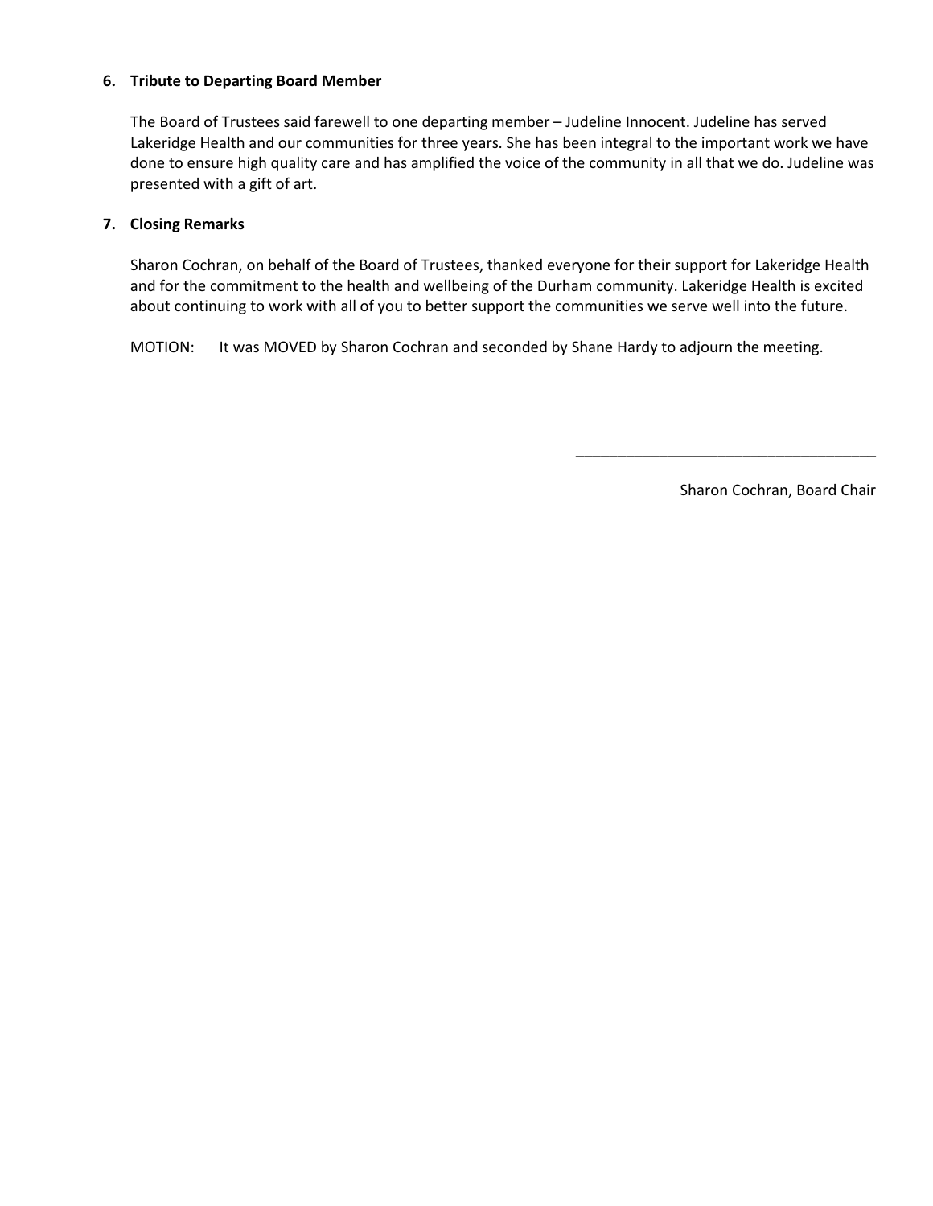**6. Tribute to Departing Board Member**

The Board of Trustees said farewell to one departing member – Judeline Innocent. Judeline has served Lakeridge Health and our communities for three years. She has been integral to the important work we have done to ensure high quality care and has amplified the voice of the community in all that we do. Judeline was presented with a gift of art.

**7. Closing Remarks**

Sharon Cochran, on behalf of the Board of Trustees, thanked everyone for their support for Lakeridge Health and for the commitment to the health and wellbeing of the Durham community. Lakeridge Health is excited about continuing to work with all of you to better support the communities we serve well into the future.

MOTION: It was MOVED by Sharon Cochran and seconded by Shane Hardy to adjourn the meeting.

\_\_\_\_\_\_\_\_\_\_\_\_\_\_\_\_\_\_\_\_\_\_\_\_\_\_\_\_\_\_\_\_\_\_\_\_

Sharon Cochran, Board Chair